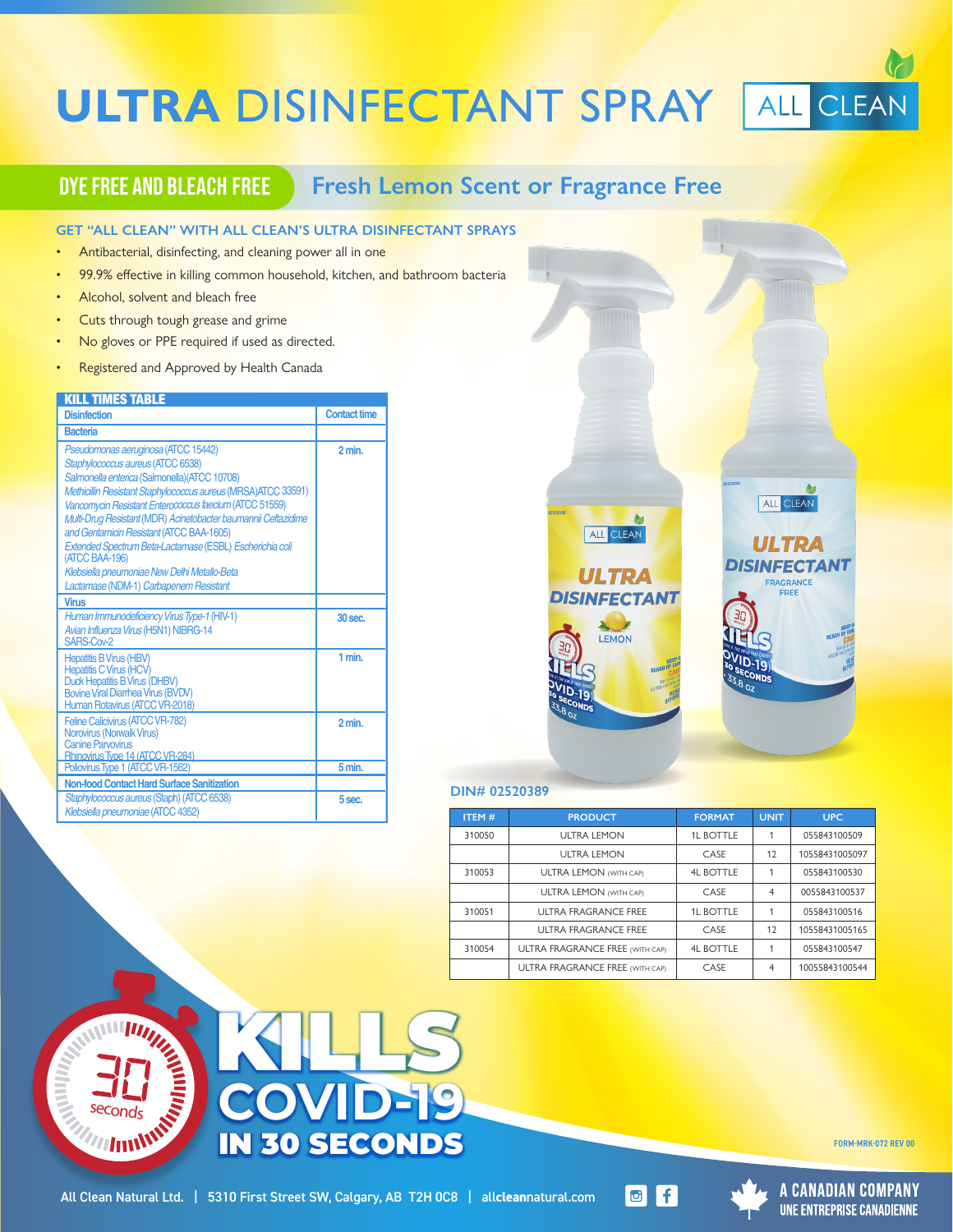# ULTRA DISINFECTANT SPRAY

ALL CLEAN

## DYE FREE AND BLEACH FREE

## Fresh Lemon Scent or Fragrance Free

### GET "ALL CLEAN" WITH ALL CLEAN'S ULTRA DISINFECTANT SPRAYS

- Antibacterial, disinfecting, and cleaning power all in one
- 99.9% effective in killing common household, kitchen, and bathroom bacteria
- Alcohol, solvent and bleach free
- Cuts through tough grease and grime
- No gloves or PPE required if used as directed.
- Registered and Approved by Health Canada

**KILL TIMES TABLE**

| Disinfection | Contact time |
|---|---|
| **Bacteria** | |
| *Pseudomonas aeruginosa* (ATCC 15442)<br>*Staphylococcus aureus* (ATCC 6538)<br>*Salmonella enterica* (Salmonella)(ATCC 10708)<br>*Methicillin Resistant Staphylococcus aureus* (MRSA)ATCC 33591)<br>*Vancomycin Resistant Enterococcus faecium* (ATCC 51559)<br>*Multi-Drug Resistant* (MDR) *Acinetobacter baumannii Ceftazidime and Gentamicin Resistant* (ATCC BAA-1605)<br>*Extended Spectrum Beta-Lactamase* (ESBL) *Escherichia coli* (ATCC BAA-196)<br>*Klebsiella pneumoniae New Delhi Metallo-Beta Lactamase* (NDM-1) *Carbapenem Resistant* | 2 min. |
| **Virus** | |
| *Human Immunodeficiency Virus Type-1* (HIV-1)<br>*Avian Influenza Virus* (H5N1) NIBRG-14<br>SARS-Cov-2 | 30 sec. |
| Hepatitis B Virus (HBV)<br>Hepatitis C Virus (HCV)<br>Duck Hepatitis B Virus (DHBV)<br>Bovine Viral Diarrhea Virus (BVDV)<br>Human Rotavirus (ATCC VR-2018) | 1 min. |
| Feline Calicivirus (ATCC VR-782)<br>Norovirus (Norwalk Virus)<br>Canine Parvovirus<br>Rhinovirus Type 14 (ATCC VR-284) | 2 min. |
| Poliovirus Type 1 (ATCC VR-1562) | 5 min. |
| **Non-food Contact Hard Surface Sanitization** | |
| *Staphylococcus aureus* (Staph) (ATCC 6538)<br>*Klebsiella pneumoniae* (ATCC 4352) | 5 sec. |

**DIN# 02520389**

| ITEM # | PRODUCT | FORMAT | UNIT | UPC |
|---|---|---|---|---|
| 310050 | ULTRA LEMON | 1L BOTTLE | 1 | 055843100509 |
| | ULTRA LEMON | CASE | 12 | 10558431005097 |
| 310053 | ULTRA LEMON (WITH CAP) | 4L BOTTLE | 1 | 055843100530 |
| | ULTRA LEMON (WITH CAP) | CASE | 4 | 0055843100537 |
| 310051 | ULTRA FRAGRANCE FREE | 1L BOTTLE | 1 | 055843100516 |
| | ULTRA FRAGRANCE FREE | CASE | 12 | 10558431005165 |
| 310054 | ULTRA FRAGRANCE FREE (WITH CAP) | 4L BOTTLE | 1 | 055843100547 |
| | ULTRA FRAGRANCE FREE (WITH CAP) | CASE | 4 | 10055843100544 |

30 seconds

**KILLS COVID-19 IN 30 SECONDS**

FORM-MRK-072 REV 00

All Clean Natural Ltd. | 5310 First Street SW, Calgary, AB T2H 0C8 | allcleannatural.com

A CANADIAN COMPANY
UNE ENTREPRISE CANADIENNE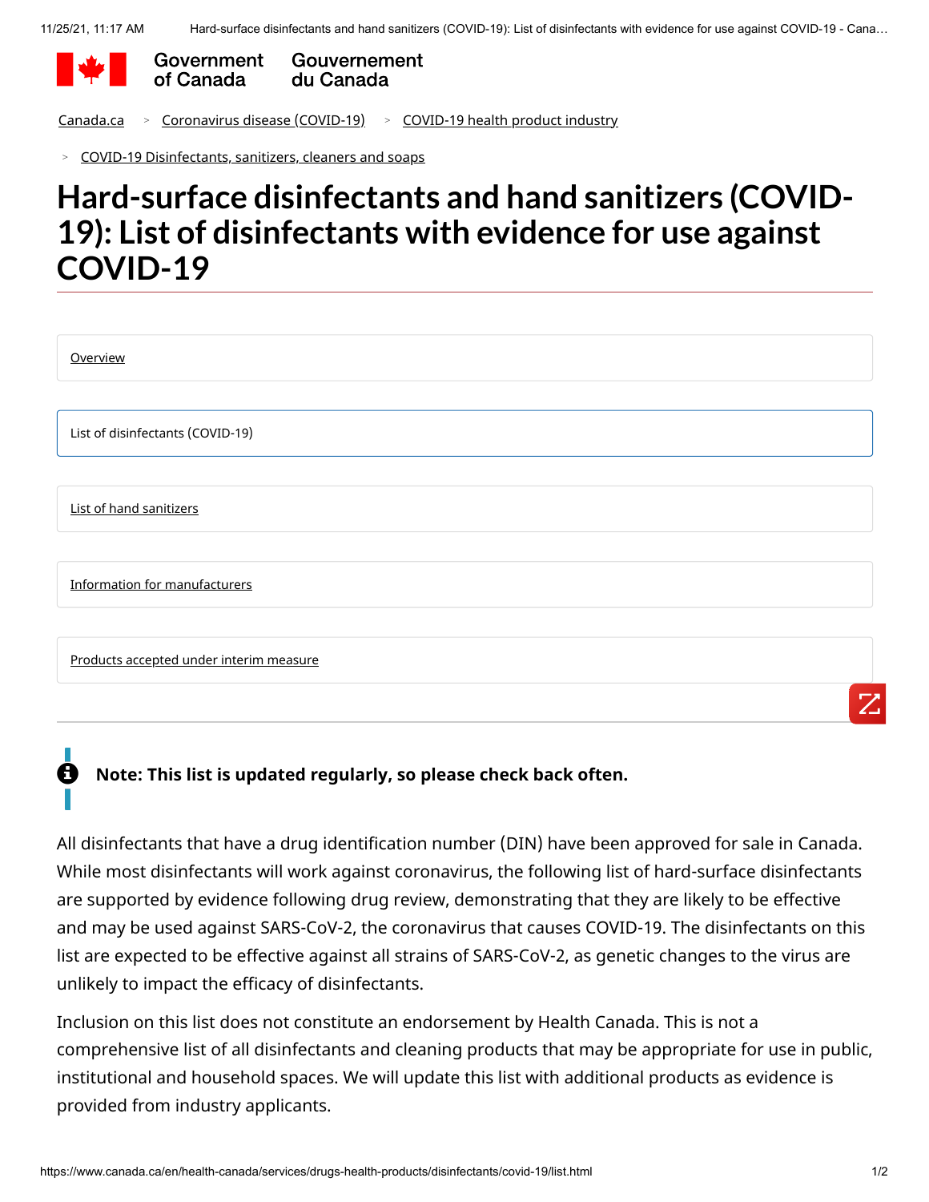Government of Canada | Gouvernement du Canada

Canada.ca > Coronavirus disease (COVID-19) > COVID-19 health product industry > COVID-19 Disinfectants, sanitizers, cleaners and soaps

# Hard-surface disinfectants and hand sanitizers (COVID-19): List of disinfectants with evidence for use against COVID-19

- Overview
- List of disinfectants (COVID-19)
- List of hand sanitizers
- Information for manufacturers
- Products accepted under interim measure

**Note: This list is updated regularly, so please check back often.**

All disinfectants that have a drug identification number (DIN) have been approved for sale in Canada. While most disinfectants will work against coronavirus, the following list of hard-surface disinfectants are supported by evidence following drug review, demonstrating that they are likely to be effective and may be used against SARS-CoV-2, the coronavirus that causes COVID-19. The disinfectants on this list are expected to be effective against all strains of SARS-CoV-2, as genetic changes to the virus are unlikely to impact the efficacy of disinfectants.

Inclusion on this list does not constitute an endorsement by Health Canada. This is not a comprehensive list of all disinfectants and cleaning products that may be appropriate for use in public, institutional and household spaces. We will update this list with additional products as evidence is provided from industry applicants.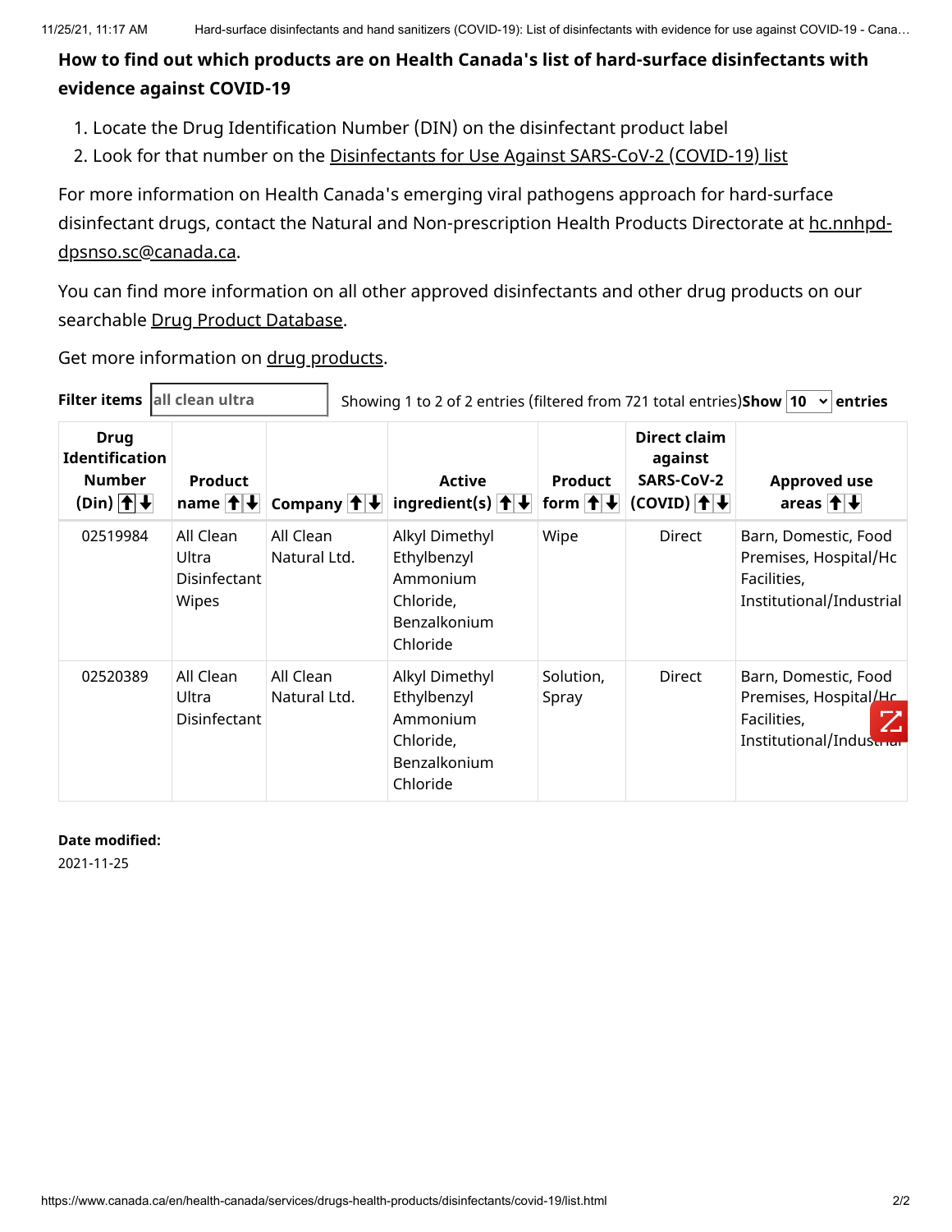## How to find out which products are on Health Canada's list of hard-surface disinfectants with evidence against COVID-19

1. Locate the Drug Identification Number (DIN) on the disinfectant product label
2. Look for that number on the Disinfectants for Use Against SARS-CoV-2 (COVID-19) list

For more information on Health Canada's emerging viral pathogens approach for hard-surface disinfectant drugs, contact the Natural and Non-prescription Health Products Directorate at hc.nnhpd-dpsnso.sc@canada.ca.

You can find more information on all other approved disinfectants and other drug products on our searchable Drug Product Database.

Get more information on drug products.

**Filter items** all clean ultra Showing 1 to 2 of 2 entries (filtered from 721 total entries) **Show** 10 **entries**

| Drug Identification Number (Din) | Product name | Company | Active ingredient(s) | Product form | Direct claim against SARS-CoV-2 (COVID) | Approved use areas |
|---|---|---|---|---|---|---|
| 02519984 | All Clean Ultra Disinfectant Wipes | All Clean Natural Ltd. | Alkyl Dimethyl Ethylbenzyl Ammonium Chloride, Benzalkonium Chloride | Wipe | Direct | Barn, Domestic, Food Premises, Hospital/Hc Facilities, Institutional/Industrial |
| 02520389 | All Clean Ultra Disinfectant | All Clean Natural Ltd. | Alkyl Dimethyl Ethylbenzyl Ammonium Chloride, Benzalkonium Chloride | Solution, Spray | Direct | Barn, Domestic, Food Premises, Hospital/Hc Facilities, Institutional/Industrial |

**Date modified:**
2021-11-25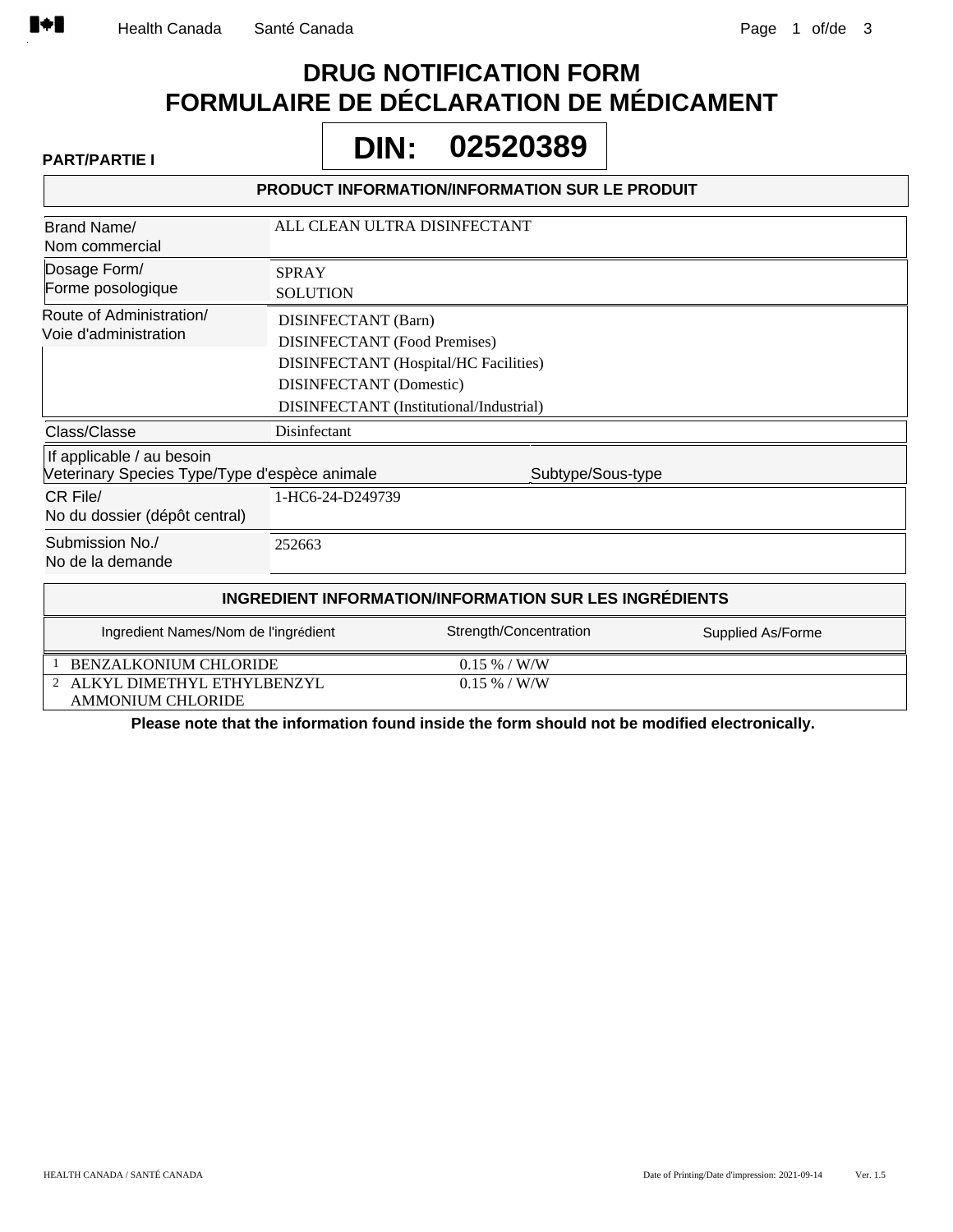# DRUG NOTIFICATION FORM
# FORMULAIRE DE DÉCLARATION DE MÉDICAMENT

**DIN: 02520389**

**PART/PARTIE I**

## PRODUCT INFORMATION/INFORMATION SUR LE PRODUIT

| | |
|---|---|
| Brand Name/ Nom commercial | ALL CLEAN ULTRA DISINFECTANT |
| Dosage Form/ Forme posologique | SPRAY<br>SOLUTION |
| Route of Administration/ Voie d'administration | DISINFECTANT (Barn)<br>DISINFECTANT (Food Premises)<br>DISINFECTANT (Hospital/HC Facilities)<br>DISINFECTANT (Domestic)<br>DISINFECTANT (Institutional/Industrial) |
| Class/Classe | Disinfectant |
| If applicable / au besoin Veterinary Species Type/Type d'espèce animale | Subtype/Sous-type |
| CR File/ No du dossier (dépôt central) | 1-HC6-24-D249739 |
| Submission No./ No de la demande | 252663 |

## INGREDIENT INFORMATION/INFORMATION SUR LES INGRÉDIENTS

| | Ingredient Names/Nom de l'ingrédient | Strength/Concentration | Supplied As/Forme |
|---|---|---|---|
| 1 | BENZALKONIUM CHLORIDE | 0.15 % / W/W | |
| 2 | ALKYL DIMETHYL ETHYLBENZYL AMMONIUM CHLORIDE | 0.15 % / W/W | |

**Please note that the information found inside the form should not be modified electronically.**

HEALTH CANADA / SANTÉ CANADA

Date of Printing/Date d'impression: 2021-09-14 Ver. 1.5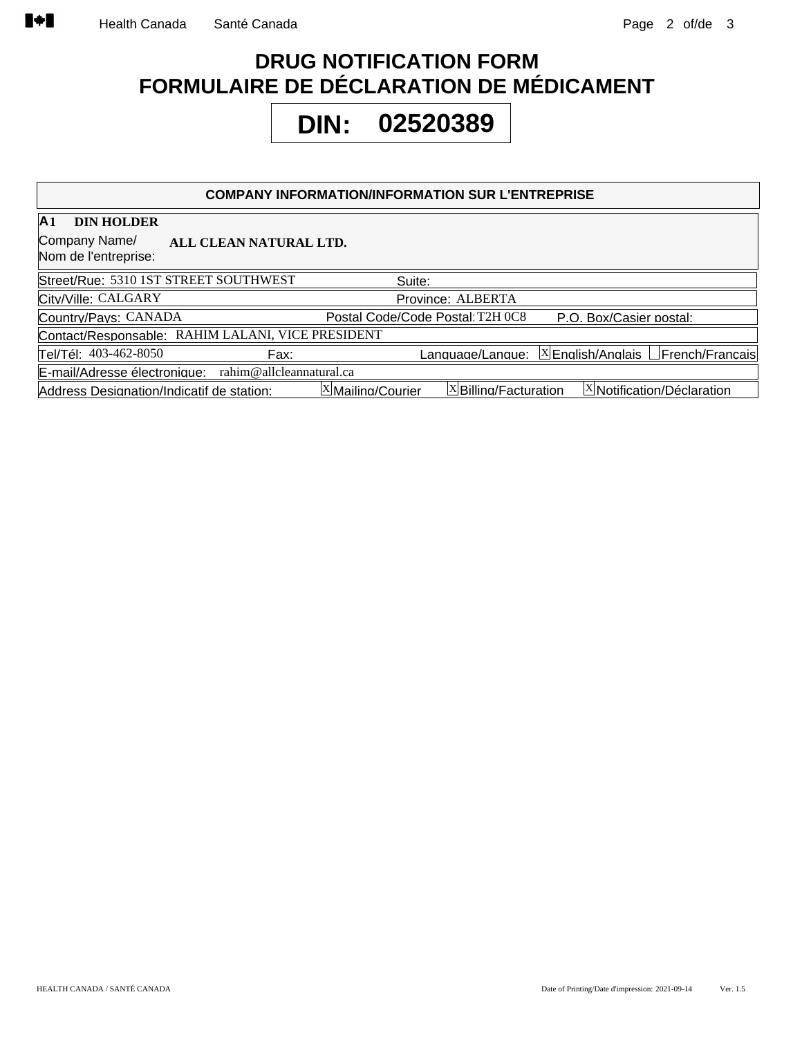# DRUG NOTIFICATION FORM
# FORMULAIRE DE DÉCLARATION DE MÉDICAMENT

**DIN: 02520389**

## COMPANY INFORMATION/INFORMATION SUR L'ENTREPRISE

**A1 DIN HOLDER**

Company Name/ Nom de l'entreprise: **ALL CLEAN NATURAL LTD.**

| | | | |
|---|---|---|---|
| Street/Rue: 5310 1ST STREET SOUTHWEST | | Suite: | |
| City/Ville: CALGARY | | Province: ALBERTA | |
| Country/Pays: CANADA | Postal Code/Code Postal: T2H 0C8 | P.O. Box/Casier postal: | |
| Contact/Responsable: RAHIM LALANI, VICE PRESIDENT | | | |
| Tel/Tél: 403-462-8050 | Fax: | Language/Langue: [X] English/Anglais [ ] French/Français | |
| E-mail/Adresse électronique: rahim@allcleannatural.ca | | | |
| Address Designation/Indicatif de station: | [X] Mailing/Courier | [X] Billing/Facturation | [X] Notification/Déclaration |

Date of Printing/Date d'impression: 2021-09-14 Ver. 1.5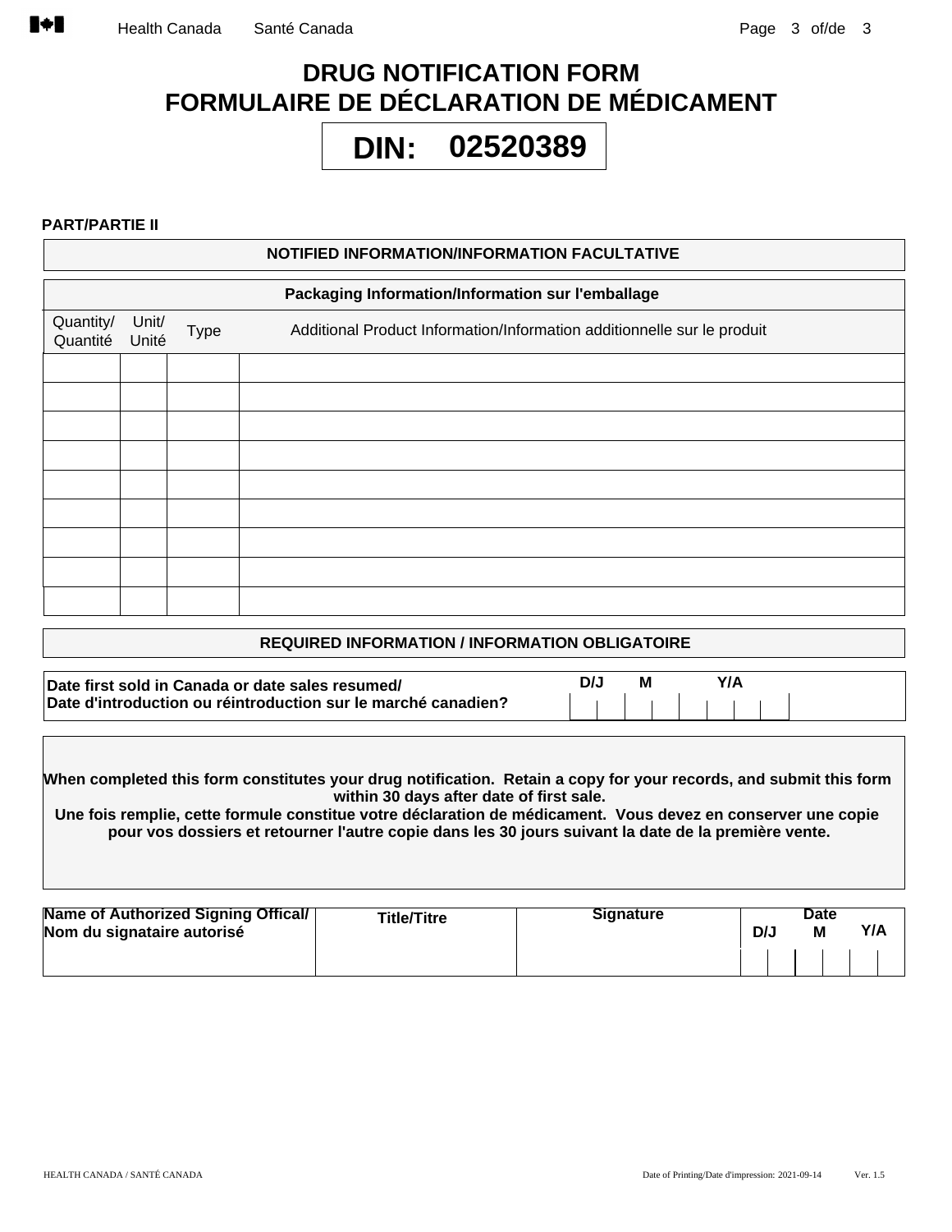# DRUG NOTIFICATION FORM
# FORMULAIRE DE DÉCLARATION DE MÉDICAMENT

**DIN: 02520389**

**PART/PARTIE II**

| NOTIFIED INFORMATION/INFORMATION FACULTATIVE |
|---|

**Packaging Information/Information sur l'emballage**

| Quantity/ Quantité | Unit/ Unité | Type | Additional Product Information/Information additionnelle sur le produit |
|---|---|---|---|
| | | | |
| | | | |
| | | | |
| | | | |
| | | | |
| | | | |
| | | | |
| | | | |
| | | | |

| REQUIRED INFORMATION / INFORMATION OBLIGATOIRE |
|---|

| Date first sold in Canada or date sales resumed/ Date d'introduction ou réintroduction sur le marché canadien? | D/J | M | Y/A |
|---|---|---|---|
| | | | |

**When completed this form constitutes your drug notification. Retain a copy for your records, and submit this form within 30 days after date of first sale.**
**Une fois remplie, cette formule constitue votre déclaration de médicament. Vous devez en conserver une copie pour vos dossiers et retourner l'autre copie dans les 30 jours suivant la date de la première vente.**

| Name of Authorized Signing Offical/ Nom du signataire autorisé | Title/Titre | Signature | Date D/J | M | Y/A |
|---|---|---|---|---|---|
| | | | | | |

HEALTH CANADA / SANTÉ CANADA

Date of Printing/Date d'impression: 2021-09-14 Ver. 1.5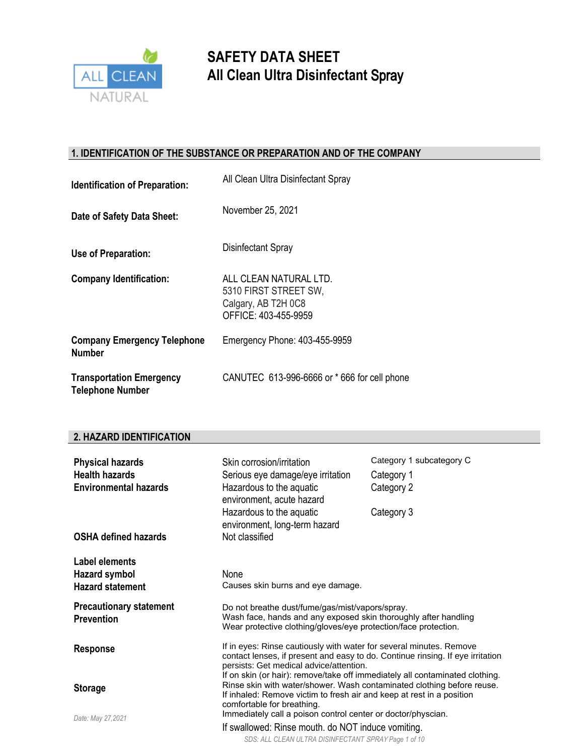# SAFETY DATA SHEET
# All Clean Ultra Disinfectant Spray

## 1. IDENTIFICATION OF THE SUBSTANCE OR PREPARATION AND OF THE COMPANY

| | |
|---|---|
| **Identification of Preparation:** | All Clean Ultra Disinfectant Spray |
| **Date of Safety Data Sheet:** | November 25, 2021 |
| **Use of Preparation:** | Disinfectant Spray |
| **Company Identification:** | ALL CLEAN NATURAL LTD.<br>5310 FIRST STREET SW,<br>Calgary, AB T2H 0C8<br>OFFICE: 403-455-9959 |
| **Company Emergency Telephone Number** | Emergency Phone: 403-455-9959 |
| **Transportation Emergency Telephone Number** | CANUTEC 613-996-6666 or * 666 for cell phone |

## 2. HAZARD IDENTIFICATION

| | | |
|---|---|---|
| **Physical hazards**<br>**Health hazards**<br>**Environmental hazards** | Skin corrosion/irritation | Category 1 subcategory C |
| | Serious eye damage/eye irritation | Category 1 |
| | Hazardous to the aquatic environment, acute hazard | Category 2 |
| | Hazardous to the aquatic environment, long-term hazard | Category 3 |
| **OSHA defined hazards** | Not classified | |

**Label elements**

**Hazard symbol** None

**Hazard statement** Causes skin burns and eye damage.

**Precautionary statement**

**Prevention**

Do not breathe dust/fume/gas/mist/vapors/spray.
Wash face, hands and any exposed skin thoroughly after handling
Wear protective clothing/gloves/eye protection/face protection.

**Response**

If in eyes: Rinse cautiously with water for several minutes. Remove contact lenses, if present and easy to do. Continue rinsing. If eye irritation persists: Get medical advice/attention.
If on skin (or hair): remove/take off immediately all contaminated clothing. Rinse skin with water/shower. Wash contaminated clothing before reuse.
If inhaled: Remove victim to fresh air and keep at rest in a position comfortable for breathing.
Immediately call a poison control center or doctor/physcian.
If swallowed: Rinse mouth. do NOT induce vomiting.

**Storage**

Date: May 27,2021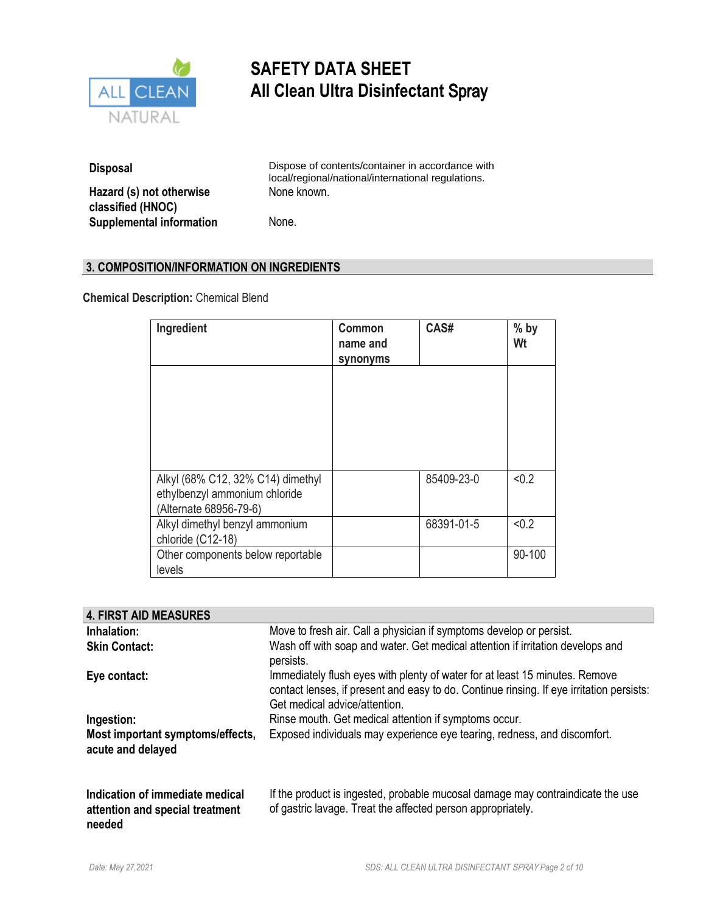# SAFETY DATA SHEET
# All Clean Ultra Disinfectant Spray

| | |
|---|---|
| **Disposal** | Dispose of contents/container in accordance with local/regional/national/international regulations. |
| **Hazard (s) not otherwise classified (HNOC)** | None known. |
| **Supplemental information** | None. |

## 3. COMPOSITION/INFORMATION ON INGREDIENTS

**Chemical Description:** Chemical Blend

| Ingredient | Common name and synonyms | CAS# | % by Wt |
|---|---|---|---|
| | | | |
| Alkyl (68% C12, 32% C14) dimethyl ethylbenzyl ammonium chloride (Alternate 68956-79-6) | | 85409-23-0 | <0.2 |
| Alkyl dimethyl benzyl ammonium chloride (C12-18) | | 68391-01-5 | <0.2 |
| Other components below reportable levels | | | 90-100 |

## 4. FIRST AID MEASURES

| | |
|---|---|
| **Inhalation:** | Move to fresh air. Call a physician if symptoms develop or persist. |
| **Skin Contact:** | Wash off with soap and water. Get medical attention if irritation develops and persists. |
| **Eye contact:** | Immediately flush eyes with plenty of water for at least 15 minutes. Remove contact lenses, if present and easy to do. Continue rinsing. If eye irritation persists: Get medical advice/attention. |
| **Ingestion:** | Rinse mouth. Get medical attention if symptoms occur. |
| **Most important symptoms/effects, acute and delayed** | Exposed individuals may experience eye tearing, redness, and discomfort. |
| **Indication of immediate medical attention and special treatment needed** | If the product is ingested, probable mucosal damage may contraindicate the use of gastric lavage. Treat the affected person appropriately. |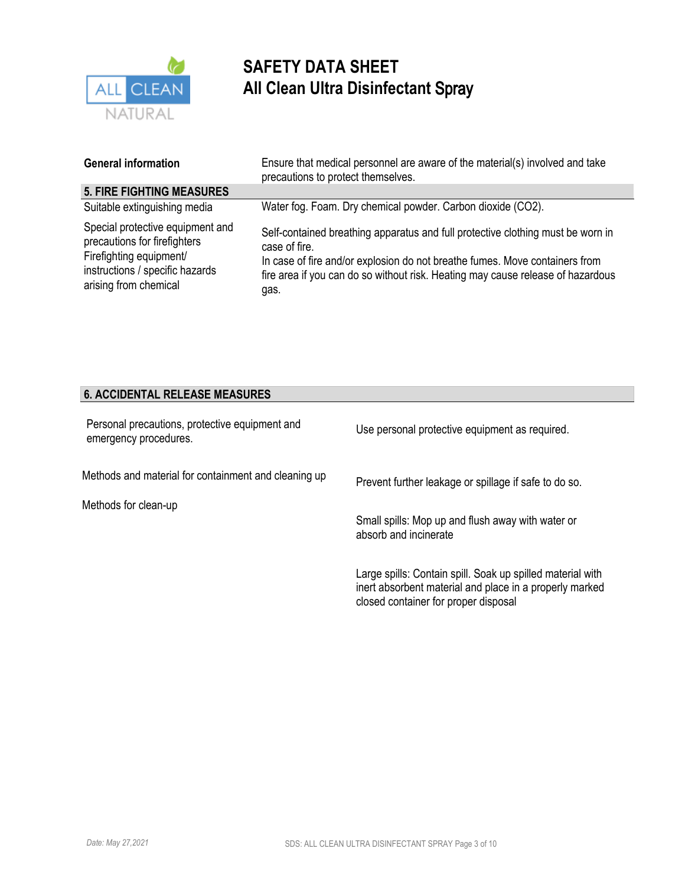# SAFETY DATA SHEET
## All Clean Ultra Disinfectant Spray

| | |
|---|---|
| **General information** | Ensure that medical personnel are aware of the material(s) involved and take precautions to protect themselves. |

## 5. FIRE FIGHTING MEASURES

| | |
|---|---|
| Suitable extinguishing media | Water fog. Foam. Dry chemical powder. Carbon dioxide ($CO_2$). |
| Special protective equipment and precautions for firefighters Firefighting equipment/ instructions / specific hazards arising from chemical | Self-contained breathing apparatus and full protective clothing must be worn in case of fire. In case of fire and/or explosion do not breathe fumes. Move containers from fire area if you can do so without risk. Heating may cause release of hazardous gas. |

## 6. ACCIDENTAL RELEASE MEASURES

| | |
|---|---|
| Personal precautions, protective equipment and emergency procedures. | Use personal protective equipment as required. |
| Methods and material for containment and cleaning up | Prevent further leakage or spillage if safe to do so. |
| Methods for clean-up | Small spills: Mop up and flush away with water or absorb and incinerate<br><br>Large spills: Contain spill. Soak up spilled material with inert absorbent material and place in a properly marked closed container for proper disposal |

*Date: May 27,2021*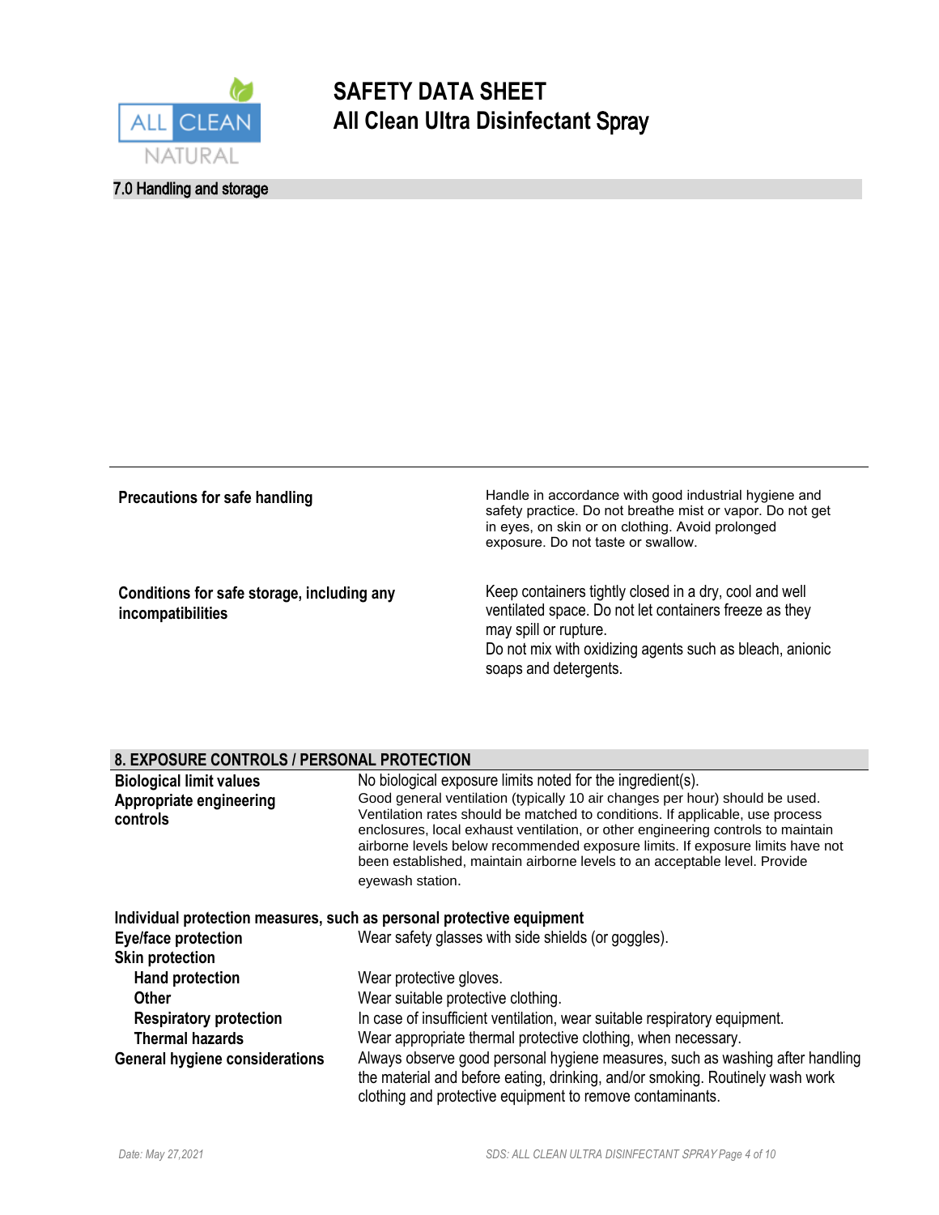## 7.0 Handling and storage

| | |
|---|---|
| **Precautions for safe handling** | Handle in accordance with good industrial hygiene and safety practice. Do not breathe mist or vapor. Do not get in eyes, on skin or on clothing. Avoid prolonged exposure. Do not taste or swallow. |
| **Conditions for safe storage, including any incompatibilities** | Keep containers tightly closed in a dry, cool and well ventilated space. Do not let containers freeze as they may spill or rupture. Do not mix with oxidizing agents such as bleach, anionic soaps and detergents. |

## 8. EXPOSURE CONTROLS / PERSONAL PROTECTION

| | |
|---|---|
| **Biological limit values** | No biological exposure limits noted for the ingredient(s). |
| **Appropriate engineering controls** | Good general ventilation (typically 10 air changes per hour) should be used. Ventilation rates should be matched to conditions. If applicable, use process enclosures, local exhaust ventilation, or other engineering controls to maintain airborne levels below recommended exposure limits. If exposure limits have not been established, maintain airborne levels to an acceptable level. Provide eyewash station. |

**Individual protection measures, such as personal protective equipment**

| | |
|---|---|
| **Eye/face protection** | Wear safety glasses with side shields (or goggles). |
| **Skin protection** | |
| **Hand protection** | Wear protective gloves. |
| **Other** | Wear suitable protective clothing. |
| **Respiratory protection** | In case of insufficient ventilation, wear suitable respiratory equipment. |
| **Thermal hazards** | Wear appropriate thermal protective clothing, when necessary. |
| **General hygiene considerations** | Always observe good personal hygiene measures, such as washing after handling the material and before eating, drinking, and/or smoking. Routinely wash work clothing and protective equipment to remove contaminants. |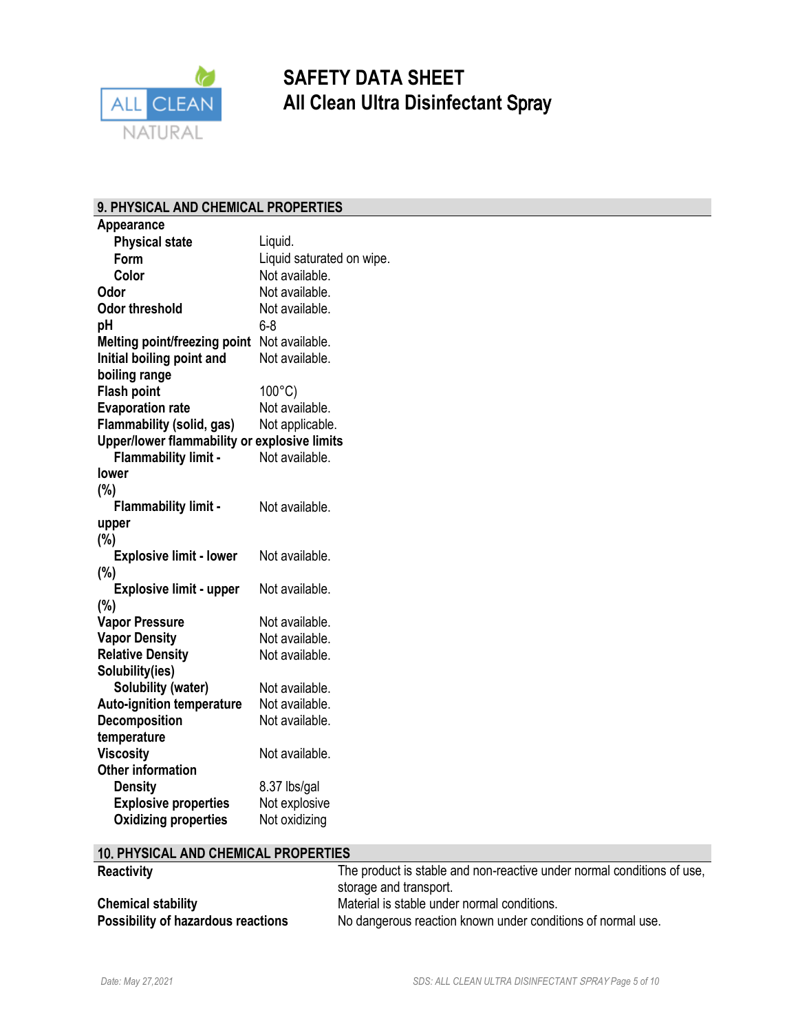# SAFETY DATA SHEET
# All Clean Ultra Disinfectant Spray

## 9. PHYSICAL AND CHEMICAL PROPERTIES

| | |
|---|---|
| **Appearance** | |
| **Physical state** | Liquid. |
| **Form** | Liquid saturated on wipe. |
| **Color** | Not available. |
| **Odor** | Not available. |
| **Odor threshold** | Not available. |
| **pH** | 6-8 |
| **Melting point/freezing point** | Not available. |
| **Initial boiling point and boiling range** | Not available. |
| **Flash point** | 100°C) |
| **Evaporation rate** | Not available. |
| **Flammability (solid, gas)** | Not applicable. |
| **Upper/lower flammability or explosive limits** | |
| **Flammability limit - lower (%)** | Not available. |
| **Flammability limit - upper (%)** | Not available. |
| **Explosive limit - lower (%)** | Not available. |
| **Explosive limit - upper (%)** | Not available. |
| **Vapor Pressure** | Not available. |
| **Vapor Density** | Not available. |
| **Relative Density** | Not available. |
| **Solubility(ies)** | |
| **Solubility (water)** | Not available. |
| **Auto-ignition temperature** | Not available. |
| **Decomposition temperature** | Not available. |
| **Viscosity** | Not available. |
| **Other information** | |
| **Density** | 8.37 lbs/gal |
| **Explosive properties** | Not explosive |
| **Oxidizing properties** | Not oxidizing |

## 10. PHYSICAL AND CHEMICAL PROPERTIES

| | |
|---|---|
| **Reactivity** | The product is stable and non-reactive under normal conditions of use, storage and transport. |
| **Chemical stability** | Material is stable under normal conditions. |
| **Possibility of hazardous reactions** | No dangerous reaction known under conditions of normal use. |

*Date: May 27,2021*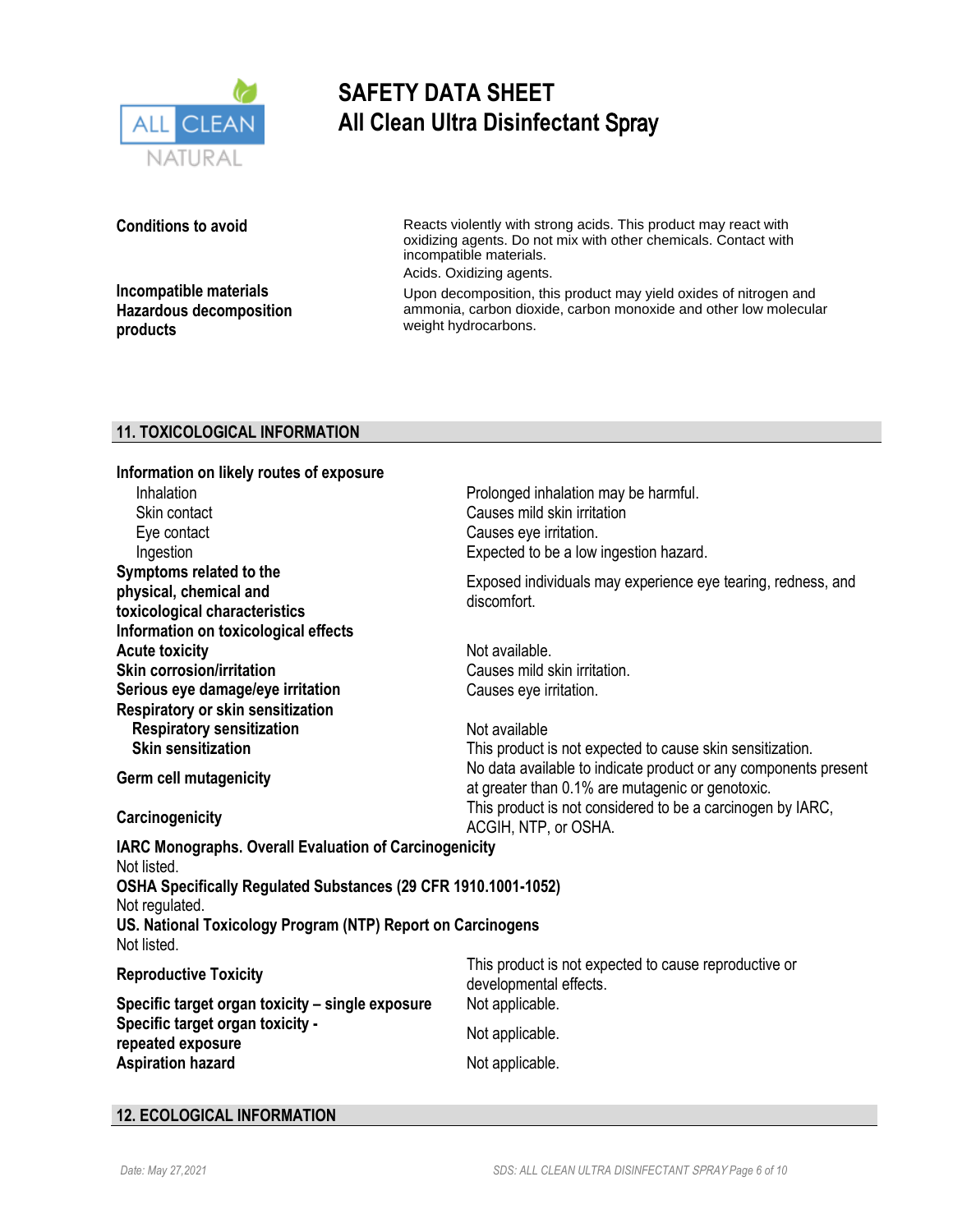# SAFETY DATA SHEET
# All Clean Ultra Disinfectant Spray

| | |
|---|---|
| **Conditions to avoid** | Reacts violently with strong acids. This product may react with oxidizing agents. Do not mix with other chemicals. Contact with incompatible materials. |
| **Incompatible materials** | Acids. Oxidizing agents. |
| **Hazardous decomposition products** | Upon decomposition, this product may yield oxides of nitrogen and ammonia, carbon dioxide, carbon monoxide and other low molecular weight hydrocarbons. |

## 11. TOXICOLOGICAL INFORMATION

| | |
|---|---|
| **Information on likely routes of exposure** | |
| Inhalation | Prolonged inhalation may be harmful. |
| Skin contact | Causes mild skin irritation |
| Eye contact | Causes eye irritation. |
| Ingestion | Expected to be a low ingestion hazard. |
| **Symptoms related to the physical, chemical and toxicological characteristics** | Exposed individuals may experience eye tearing, redness, and discomfort. |
| **Information on toxicological effects** | |
| **Acute toxicity** | Not available. |
| **Skin corrosion/irritation** | Causes mild skin irritation. |
| **Serious eye damage/eye irritation** | Causes eye irritation. |
| **Respiratory or skin sensitization** | |
| **Respiratory sensitization** | Not available |
| **Skin sensitization** | This product is not expected to cause skin sensitization. |
| **Germ cell mutagenicity** | No data available to indicate product or any components present at greater than 0.1% are mutagenic or genotoxic. |
| **Carcinogenicity** | This product is not considered to be a carcinogen by IARC, ACGIH, NTP, or OSHA. |

**IARC Monographs. Overall Evaluation of Carcinogenicity**
Not listed.
**OSHA Specifically Regulated Substances (29 CFR 1910.1001-1052)**
Not regulated.
**US. National Toxicology Program (NTP) Report on Carcinogens**
Not listed.

| | |
|---|---|
| **Reproductive Toxicity** | This product is not expected to cause reproductive or developmental effects. |
| **Specific target organ toxicity – single exposure** | Not applicable. |
| **Specific target organ toxicity - repeated exposure** | Not applicable. |
| **Aspiration hazard** | Not applicable. |

## 12. ECOLOGICAL INFORMATION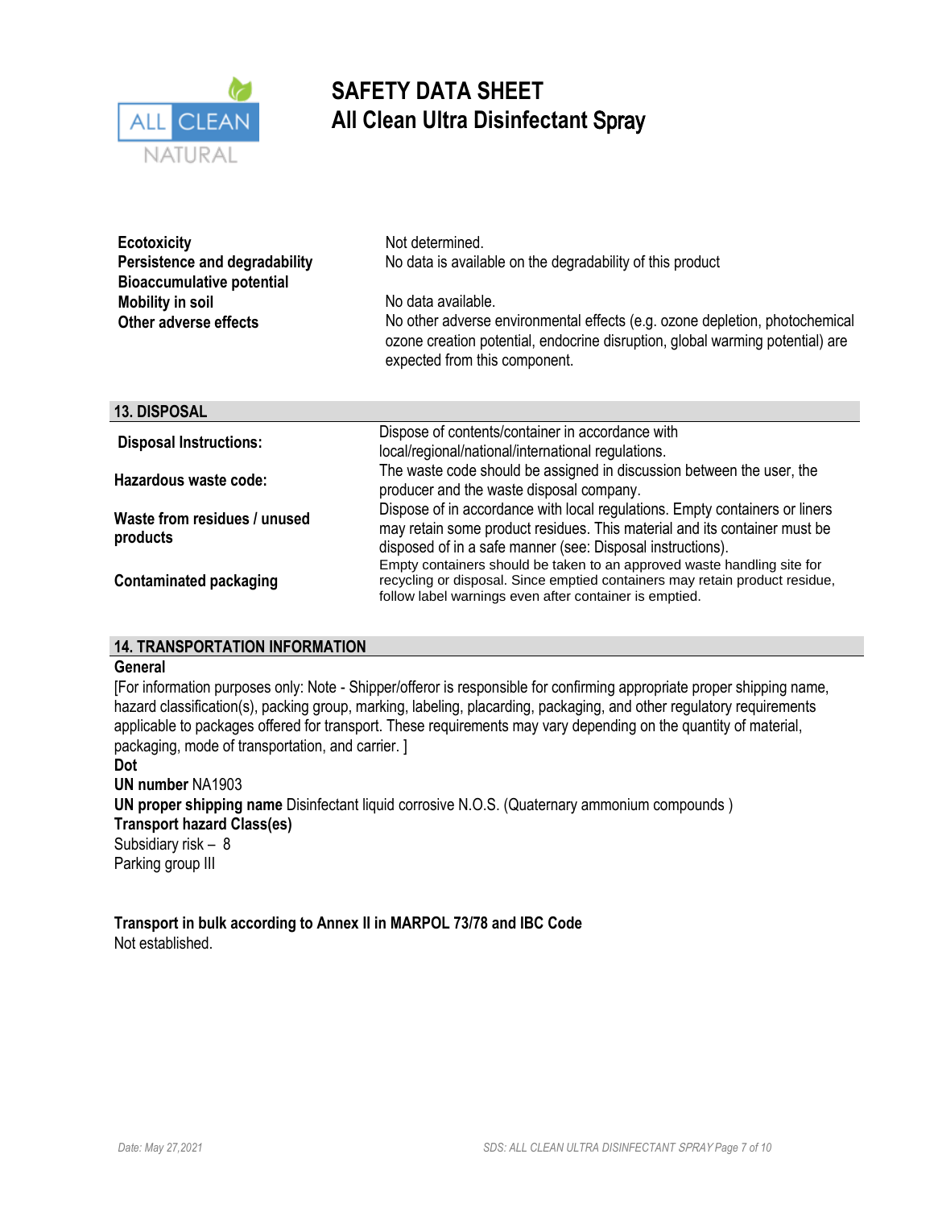# SAFETY DATA SHEET
# All Clean Ultra Disinfectant Spray

| | |
|---|---|
| **Ecotoxicity** | Not determined. |
| **Persistence and degradability** | No data is available on the degradability of this product |
| **Bioaccumulative potential** | |
| **Mobility in soil** | No data available. |
| **Other adverse effects** | No other adverse environmental effects (e.g. ozone depletion, photochemical ozone creation potential, endocrine disruption, global warming potential) are expected from this component. |

## 13. DISPOSAL

| | |
|---|---|
| **Disposal Instructions:** | Dispose of contents/container in accordance with local/regional/national/international regulations. |
| **Hazardous waste code:** | The waste code should be assigned in discussion between the user, the producer and the waste disposal company. |
| **Waste from residues / unused products** | Dispose of in accordance with local regulations. Empty containers or liners may retain some product residues. This material and its container must be disposed of in a safe manner (see: Disposal instructions). |
| **Contaminated packaging** | Empty containers should be taken to an approved waste handling site for recycling or disposal. Since emptied containers may retain product residue, follow label warnings even after container is emptied. |

## 14. TRANSPORTATION INFORMATION

**General**

[For information purposes only: Note - Shipper/offeror is responsible for confirming appropriate proper shipping name, hazard classification(s), packing group, marking, labeling, placarding, packaging, and other regulatory requirements applicable to packages offered for transport. These requirements may vary depending on the quantity of material, packaging, mode of transportation, and carrier. ]

**Dot**

**UN number** NA1903

**UN proper shipping name** Disinfectant liquid corrosive N.O.S. (Quaternary ammonium compounds )

**Transport hazard Class(es)**

Subsidiary risk – 8

Parking group III

**Transport in bulk according to Annex II in MARPOL 73/78 and IBC Code**

Not established.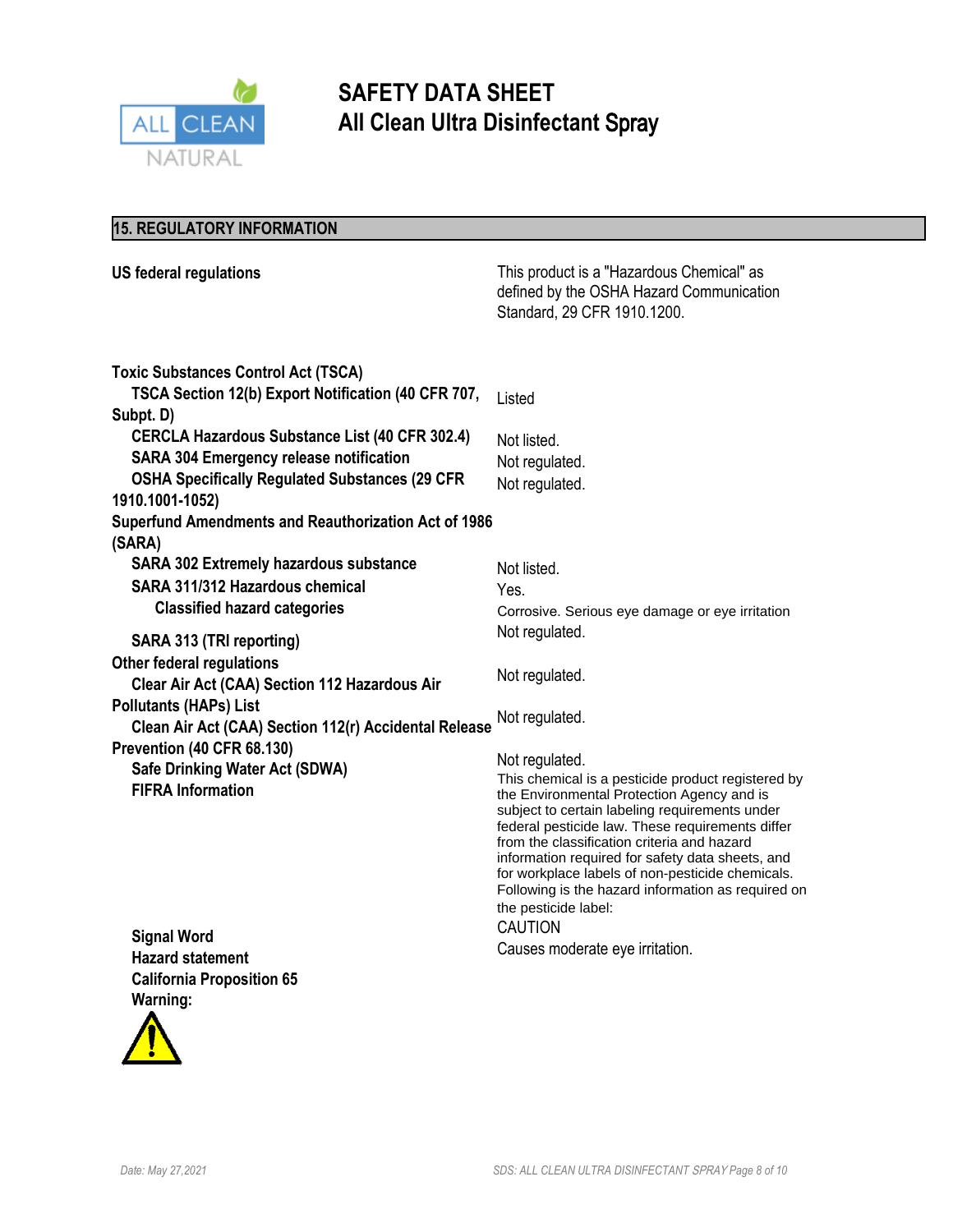# SAFETY DATA SHEET
## All Clean Ultra Disinfectant Spray

## 15. REGULATORY INFORMATION

| | |
|---|---|
| **US federal regulations** | This product is a "Hazardous Chemical" as defined by the OSHA Hazard Communication Standard, 29 CFR 1910.1200. |
| **Toxic Substances Control Act (TSCA)** | |
| **TSCA Section 12(b) Export Notification (40 CFR 707, Subpt. D)** | Listed |
| **CERCLA Hazardous Substance List (40 CFR 302.4)** | Not listed. |
| **SARA 304 Emergency release notification** | Not regulated. |
| **OSHA Specifically Regulated Substances (29 CFR 1910.1001-1052)** | Not regulated. |
| **Superfund Amendments and Reauthorization Act of 1986 (SARA)** | |
| **SARA 302 Extremely hazardous substance** | Not listed. |
| **SARA 311/312 Hazardous chemical** | Yes. |
| **Classified hazard categories** | Corrosive. Serious eye damage or eye irritation |
| **SARA 313 (TRI reporting)** | Not regulated. |
| **Other federal regulations** | |
| **Clear Air Act (CAA) Section 112 Hazardous Air Pollutants (HAPs) List** | Not regulated. |
| **Clean Air Act (CAA) Section 112(r) Accidental Release Prevention (40 CFR 68.130)** | Not regulated. |
| **Safe Drinking Water Act (SDWA)** | Not regulated. |
| **FIFRA Information** | This chemical is a pesticide product registered by the Environmental Protection Agency and is subject to certain labeling requirements under federal pesticide law. These requirements differ from the classification criteria and hazard information required for safety data sheets, and for workplace labels of non-pesticide chemicals. Following is the hazard information as required on the pesticide label: |
| **Signal Word** | CAUTION |
| **Hazard statement** | Causes moderate eye irritation. |
| **California Proposition 65** | |
| **Warning:** | |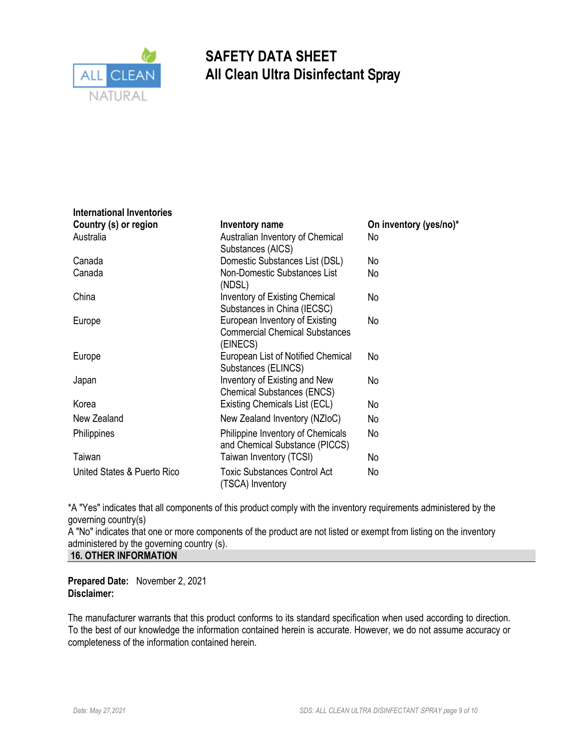**International Inventories**

| Country (s) or region | Inventory name | On inventory (yes/no)* |
|---|---|---|
| Australia | Australian Inventory of Chemical Substances (AICS) | No |
| Canada | Domestic Substances List (DSL) | No |
| Canada | Non-Domestic Substances List (NDSL) | No |
| China | Inventory of Existing Chemical Substances in China (IECSC) | No |
| Europe | European Inventory of Existing Commercial Chemical Substances (EINECS) | No |
| Europe | European List of Notified Chemical Substances (ELINCS) | No |
| Japan | Inventory of Existing and New Chemical Substances (ENCS) | No |
| Korea | Existing Chemicals List (ECL) | No |
| New Zealand | New Zealand Inventory (NZIoC) | No |
| Philippines | Philippine Inventory of Chemicals and Chemical Substance (PICCS) | No |
| Taiwan | Taiwan Inventory (TCSI) | No |
| United States & Puerto Rico | Toxic Substances Control Act (TSCA) Inventory | No |

*A "Yes" indicates that all components of this product comply with the inventory requirements administered by the governing country(s)
A "No" indicates that one or more components of the product are not listed or exempt from listing on the inventory administered by the governing country (s).

## 16. OTHER INFORMATION

**Prepared Date:** November 2, 2021
**Disclaimer:**

The manufacturer warrants that this product conforms to its standard specification when used according to direction. To the best of our knowledge the information contained herein is accurate. However, we do not assume accuracy or completeness of the information contained herein.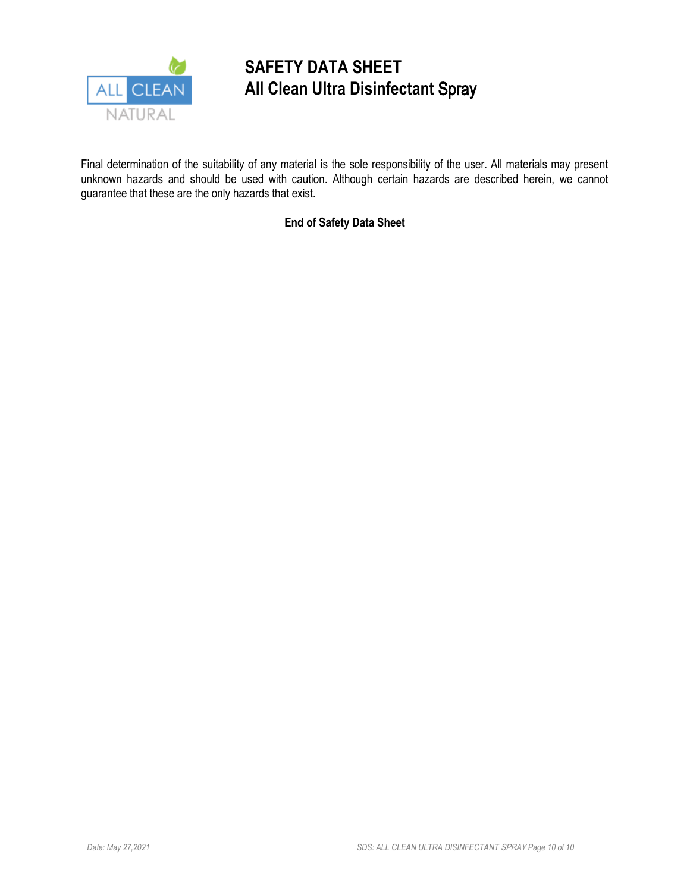Final determination of the suitability of any material is the sole responsibility of the user. All materials may present unknown hazards and should be used with caution. Although certain hazards are described herein, we cannot guarantee that these are the only hazards that exist.

**End of Safety Data Sheet**